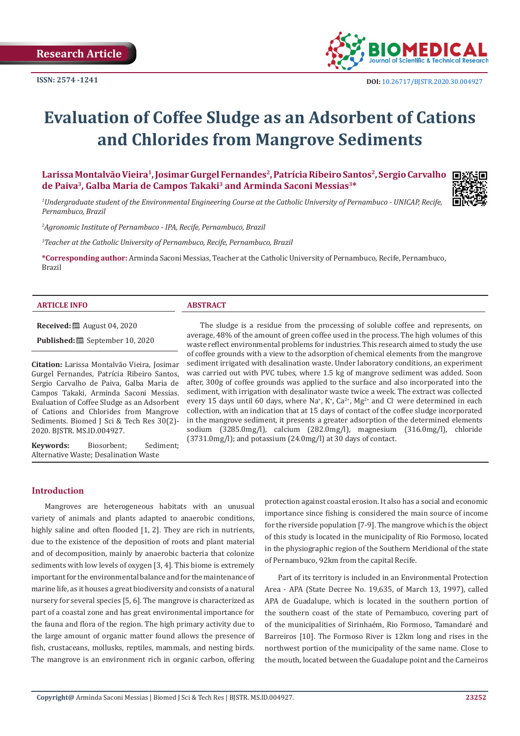Research Article

ISSN: 2574 -1241

DOI: 10.26717/BJSTR.2020.30.004927

# Evaluation of Coffee Sludge as an Adsorbent of Cations and Chlorides from Mangrove Sediments

**Larissa Montalvão Vieira[1], Josimar Gurgel Fernandes[2], Patrícia Ribeiro Santos[2], Sergio Carvalho de Paiva[3], Galba Maria de Campos Takaki[3] and Arminda Saconi Messias[3]***

*[1]Undergraduate student of the Environmental Engineering Course at the Catholic University of Pernambuco - UNICAP, Recife, Pernambuco, Brazil*

*[2]Agronomic Institute of Pernambuco - IPA, Recife, Pernambuco, Brazil*

*[3]Teacher at the Catholic University of Pernambuco, Recife, Pernambuco, Brazil*

**\*Corresponding author:** Arminda Saconi Messias, Teacher at the Catholic University of Pernambuco, Recife, Pernambuco, Brazil

## ARTICLE INFO

**Received:** August 04, 2020

**Published:** September 10, 2020

**Citation:** Larissa Montalvão Vieira, Josimar Gurgel Fernandes, Patrícia Ribeiro Santos, Sergio Carvalho de Paiva, Galba Maria de Campos Takaki, Arminda Saconi Messias. Evaluation of Coffee Sludge as an Adsorbent of Cations and Chlorides from Mangrove Sediments. Biomed J Sci & Tech Res 30(2)-2020. BJSTR. MS.ID.004927.

**Keywords:** Biosorbent; Sediment; Alternative Waste; Desalination Waste

## ABSTRACT

The sludge is a residue from the processing of soluble coffee and represents, on average, 48% of the amount of green coffee used in the process. The high volumes of this waste reflect environmental problems for industries. This research aimed to study the use of coffee grounds with a view to the adsorption of chemical elements from the mangrove sediment irrigated with desalination waste. Under laboratory conditions, an experiment was carried out with PVC tubes, where 1.5 kg of mangrove sediment was added. Soon after, 300g of coffee grounds was applied to the surface and also incorporated into the sediment, with irrigation with desalinator waste twice a week. The extract was collected every 15 days until 60 days, where $Na^{+}$, $K^{+}$, $Ca^{2+}$, $Mg^{2+}$ and $Cl^{-}$ were determined in each collection, with an indication that at 15 days of contact of the coffee sludge incorporated in the mangrove sediment, it presents a greater adsorption of the determined elements sodium (3285.0mg/l), calcium (282.0mg/l), magnesium (316.0mg/l), chloride (3731.0mg/l); and potassium (24.0mg/l) at 30 days of contact.

## Introduction

Mangroves are heterogeneous habitats with an unusual variety of animals and plants adapted to anaerobic conditions, highly saline and often flooded [1, 2]. They are rich in nutrients, due to the existence of the deposition of roots and plant material and of decomposition, mainly by anaerobic bacteria that colonize sediments with low levels of oxygen [3, 4]. This biome is extremely important for the environmental balance and for the maintenance of marine life, as it houses a great biodiversity and consists of a natural nursery for several species [5, 6]. The mangrove is characterized as part of a coastal zone and has great environmental importance for the fauna and flora of the region. The high primary activity due to the large amount of organic matter found allows the presence of fish, crustaceans, mollusks, reptiles, mammals, and nesting birds. The mangrove is an environment rich in organic carbon, offering protection against coastal erosion. It also has a social and economic importance since fishing is considered the main source of income for the riverside population [7-9]. The mangrove which is the object of this study is located in the municipality of Rio Formoso, located in the physiographic region of the Southern Meridional of the state of Pernambuco, 92km from the capital Recife.

Part of its territory is included in an Environmental Protection Area - APA (State Decree No. 19,635, of March 13, 1997), called APA de Guadalupe, which is located in the southern portion of the southern coast of the state of Pernambuco, covering part of of the municipalities of Sirinhaém, Rio Formoso, Tamandaré and Barreiros [10]. The Formoso River is 12km long and rises in the northwest portion of the municipality of the same name. Close to the mouth, located between the Guadalupe point and the Carneiros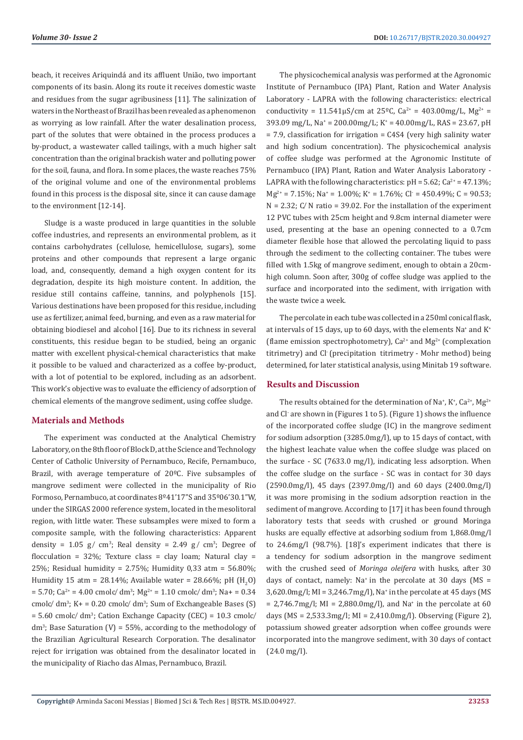beach, it receives Ariquindá and its affluent União, two important components of its basin. Along its route it receives domestic waste and residues from the sugar agribusiness [11]. The salinization of waters in the Northeast of Brazil has been revealed as a phenomenon as worrying as low rainfall. After the water desalination process, part of the solutes that were obtained in the process produces a by-product, a wastewater called tailings, with a much higher salt concentration than the original brackish water and polluting power for the soil, fauna, and flora. In some places, the waste reaches 75% of the original volume and one of the environmental problems found in this process is the disposal site, since it can cause damage to the environment [12-14].

Sludge is a waste produced in large quantities in the soluble coffee industries, and represents an environmental problem, as it contains carbohydrates (cellulose, hemicellulose, sugars), some proteins and other compounds that represent a large organic load, and, consequently, demand a high oxygen content for its degradation, despite its high moisture content. In addition, the residue still contains caffeine, tannins, and polyphenols [15]. Various destinations have been proposed for this residue, including use as fertilizer, animal feed, burning, and even as a raw material for obtaining biodiesel and alcohol [16]. Due to its richness in several constituents, this residue began to be studied, being an organic matter with excellent physical-chemical characteristics that make it possible to be valued and characterized as a coffee by-product, with a lot of potential to be explored, including as an adsorbent. This work's objective was to evaluate the efficiency of adsorption of chemical elements of the mangrove sediment, using coffee sludge.

## Materials and Methods

The experiment was conducted at the Analytical Chemistry Laboratory, on the 8th floor of Block D, at the Science and Technology Center of Catholic University of Pernambuco, Recife, Pernambuco, Brazil, with average temperature of 20ºC. Five subsamples of mangrove sediment were collected in the municipality of Rio Formoso, Pernambuco, at coordinates 8º41'17"S and 35º06'30.1"W, under the SIRGAS 2000 reference system, located in the mesolitoral region, with little water. These subsamples were mixed to form a composite sample, with the following characteristics: Apparent density = 1.05 g/ $cm^3$; Real density = 2.49 g/ $cm^3$; Degree of flocculation = 32%; Texture class = clay loam; Natural clay = 25%; Residual humidity = 2.75%; Humidity 0,33 atm = 56.80%; Humidity 15 atm = 28.14%; Available water = 28.66%; pH ($H_2O$) = 5.70; $Ca^{2+}$ = 4.00 cmolc/ $dm^3$; $Mg^{2+}$ = 1.10 cmolc/ $dm^3$; Na+ = 0.34 cmolc/ $dm^3$; K+ = 0.20 cmolc/ $dm^3$; Sum of Exchangeable Bases (S) = 5.60 cmolc/ $dm^3$; Cation Exchange Capacity (CEC) = 10.3 cmolc/ $dm^3$; Base Saturation (V) = 55%, according to the methodology of the Brazilian Agricultural Research Corporation. The desalinator reject for irrigation was obtained from the desalinator located in the municipality of Riacho das Almas, Pernambuco, Brazil.

The physicochemical analysis was performed at the Agronomic Institute of Pernambuco (IPA) Plant, Ration and Water Analysis Laboratory - LAPRA with the following characteristics: electrical conductivity = 11.541μS/cm at 25ºC, $Ca^{2+}$ = 403.00mg/L, $Mg^{2+}$ = 393.09 mg/L, $Na^+$ = 200.00mg/L; $K^+$ = 40.00mg/L, RAS = 23.67, pH = 7.9, classification for irrigation = C4S4 (very high salinity water and high sodium concentration). The physicochemical analysis of coffee sludge was performed at the Agronomic Institute of Pernambuco (IPA) Plant, Ration and Water Analysis Laboratory - LAPRA with the following characteristics: pH = 5.62; $Ca^{2+}$ = 47.13%; $Mg^{2+}$ = 7.15%; $Na^+$ = 1.00%; $K^+$ = 1.76%; $Cl^-$ = 450.49%; C = 90.53; N = 2.32; C/ N ratio = 39.02. For the installation of the experiment 12 PVC tubes with 25cm height and 9.8cm internal diameter were used, presenting at the base an opening connected to a 0.7cm diameter flexible hose that allowed the percolating liquid to pass through the sediment to the collecting container. The tubes were filled with 1.5kg of mangrove sediment, enough to obtain a 20cm-high column. Soon after, 300g of coffee sludge was applied to the surface and incorporated into the sediment, with irrigation with the waste twice a week.

The percolate in each tube was collected in a 250ml conical flask, at intervals of 15 days, up to 60 days, with the elements $Na^+$ and $K^+$ (flame emission spectrophotometry), $Ca^{2+}$ and $Mg^{2+}$ (complexation titrimetry) and $Cl^-$ (precipitation titrimetry - Mohr method) being determined, for later statistical analysis, using Minitab 19 software.

## Results and Discussion

The results obtained for the determination of $Na^+$, $K^+$, $Ca^{2+}$, $Mg^{2+}$ and $Cl^-$ are shown in (Figures 1 to 5). (Figure 1) shows the influence of the incorporated coffee sludge (IC) in the mangrove sediment for sodium adsorption (3285.0mg/l), up to 15 days of contact, with the highest leachate value when the coffee sludge was placed on the surface - SC (7633.0 mg/l), indicating less adsorption. When the coffee sludge on the surface - SC was in contact for 30 days (2590.0mg/l), 45 days (2397.0mg/l) and 60 days (2400.0mg/l) it was more promising in the sodium adsorption reaction in the sediment of mangrove. According to [17] it has been found through laboratory tests that seeds with crushed or ground Moringa husks are equally effective at adsorbing sodium from 1,868.0mg/l to 24.6mg/l (98.7%). [18]'s experiment indicates that there is a tendency for sodium adsorption in the mangrove sediment with the crushed seed of *Moringa oleifera* with husks, after 30 days of contact, namely: $Na^+$ in the percolate at 30 days (MS = 3,620.0mg/l; MI = 3,246.7mg/l), $Na^+$ in the percolate at 45 days (MS = 2,746.7mg/l; MI = 2,880.0mg/l), and $Na^+$ in the percolate at 60 days (MS = 2,533.3mg/l; MI = 2,410.0mg/l). Observing (Figure 2), potassium showed greater adsorption when coffee grounds were incorporated into the mangrove sediment, with 30 days of contact (24.0 mg/l).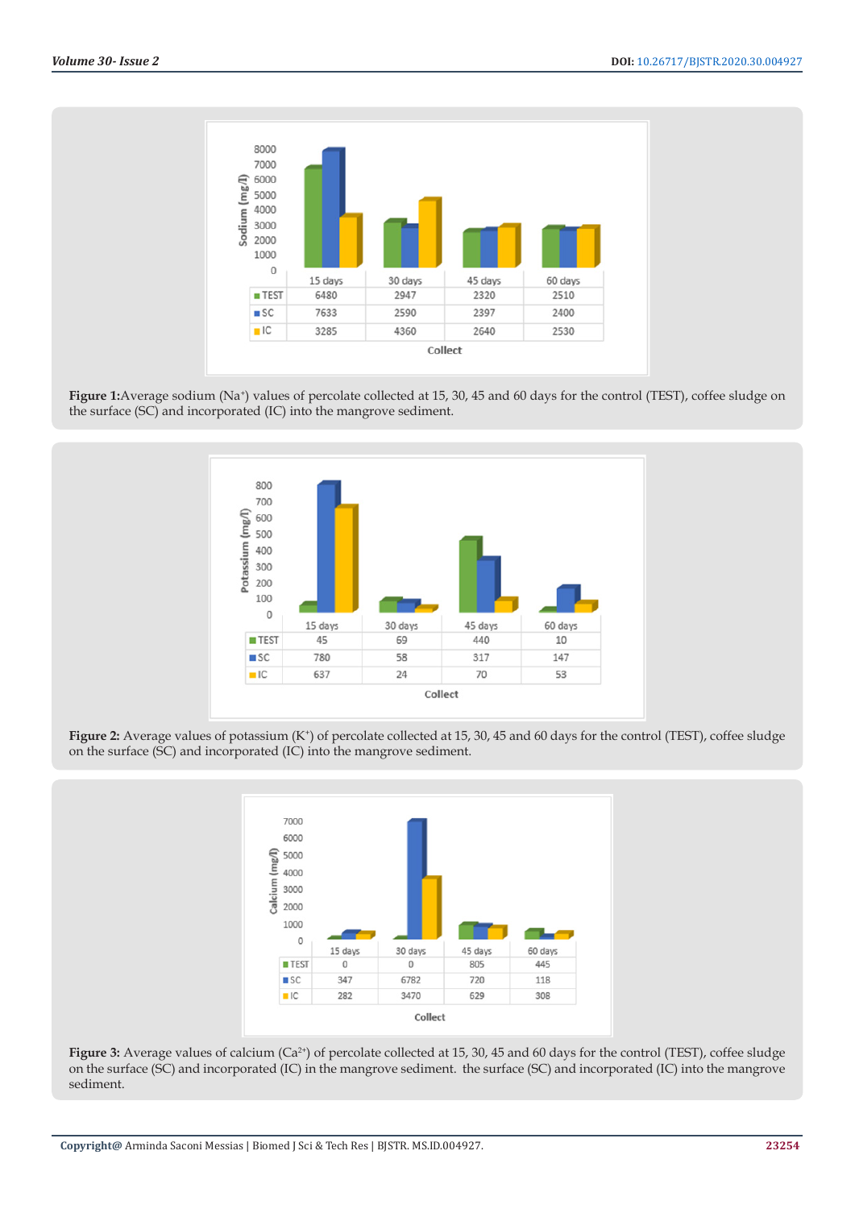| | 15 days | 30 days | 45 days | 60 days |
|---|---|---|---|---|
| TEST | 6480 | 2947 | 2320 | 2510 |
| SC | 7633 | 2590 | 2397 | 2400 |
| IC | 3285 | 4360 | 2640 | 2530 |

**Figure 1:** Average sodium ($Na^{+}$) values of percolate collected at 15, 30, 45 and 60 days for the control (TEST), coffee sludge on the surface (SC) and incorporated (IC) into the mangrove sediment.

| | 15 days | 30 days | 45 days | 60 days |
|---|---|---|---|---|
| TEST | 45 | 69 | 440 | 10 |
| SC | 780 | 58 | 317 | 147 |
| IC | 637 | 24 | 70 | 53 |

**Figure 2:** Average values of potassium ($K^{+}$) of percolate collected at 15, 30, 45 and 60 days for the control (TEST), coffee sludge on the surface (SC) and incorporated (IC) into the mangrove sediment.

| | 15 days | 30 days | 45 days | 60 days |
|---|---|---|---|---|
| TEST | 0 | 0 | 805 | 445 |
| SC | 347 | 6782 | 720 | 118 |
| IC | 282 | 3470 | 629 | 308 |

**Figure 3:** Average values of calcium ($Ca^{2+}$) of percolate collected at 15, 30, 45 and 60 days for the control (TEST), coffee sludge on the surface (SC) and incorporated (IC) in the mangrove sediment. the surface (SC) and incorporated (IC) into the mangrove sediment.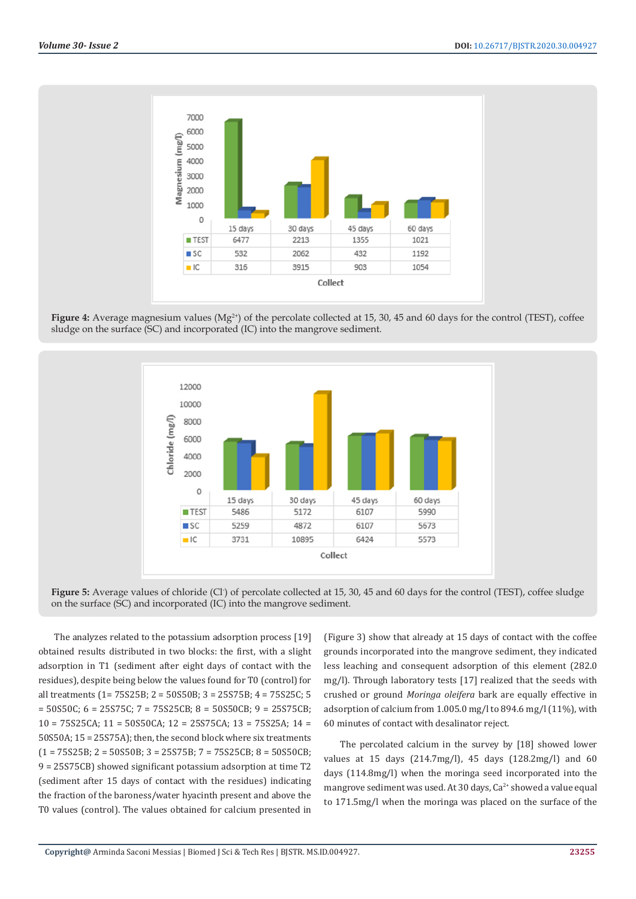| Collect | 15 days | 30 days | 45 days | 60 days |
|---|---|---|---|---|
| TEST | 6477 | 2213 | 1355 | 1021 |
| SC | 532 | 2062 | 432 | 1192 |
| IC | 316 | 3915 | 903 | 1054 |

**Figure 4:** Average magnesium values ($Mg^{2+}$) of the percolate collected at 15, 30, 45 and 60 days for the control (TEST), coffee sludge on the surface (SC) and incorporated (IC) into the mangrove sediment.

| Collect | 15 days | 30 days | 45 days | 60 days |
|---|---|---|---|---|
| TEST | 5486 | 5172 | 6107 | 5990 |
| SC | 5259 | 4872 | 6107 | 5673 |
| IC | 3731 | 10895 | 6424 | 5573 |

**Figure 5:** Average values of chloride ($Cl^-$) of percolate collected at 15, 30, 45 and 60 days for the control (TEST), coffee sludge on the surface (SC) and incorporated (IC) into the mangrove sediment.

The analyzes related to the potassium adsorption process [19] obtained results distributed in two blocks: the first, with a slight adsorption in T1 (sediment after eight days of contact with the residues), despite being below the values found for T0 (control) for all treatments (1= 75S25B; 2 = 50S50B; 3 = 25S75B; 4 = 75S25C; 5 = 50S50C; 6 = 25S75C; 7 = 75S25CB; 8 = 50S50CB; 9 = 25S75CB; 10 = 75S25CA; 11 = 50S50CA; 12 = 25S75CA; 13 = 75S25A; 14 = 50S50A; 15 = 25S75A); then, the second block where six treatments (1 = 75S25B; 2 = 50S50B; 3 = 25S75B; 7 = 75S25CB; 8 = 50S50CB; 9 = 25S75CB) showed significant potassium adsorption at time T2 (sediment after 15 days of contact with the residues) indicating the fraction of the baroness/water hyacinth present and above the T0 values (control). The values obtained for calcium presented in (Figure 3) show that already at 15 days of contact with the coffee grounds incorporated into the mangrove sediment, they indicated less leaching and consequent adsorption of this element (282.0 mg/l). Through laboratory tests [17] realized that the seeds with crushed or ground *Moringa oleifera* bark are equally effective in adsorption of calcium from 1.005.0 mg/l to 894.6 mg/l (11%), with 60 minutes of contact with desalinator reject.

The percolated calcium in the survey by [18] showed lower values at 15 days (214.7mg/l), 45 days (128.2mg/l) and 60 days (114.8mg/l) when the moringa seed incorporated into the mangrove sediment was used. At 30 days, $Ca^{2+}$ showed a value equal to 171.5mg/l when the moringa was placed on the surface of the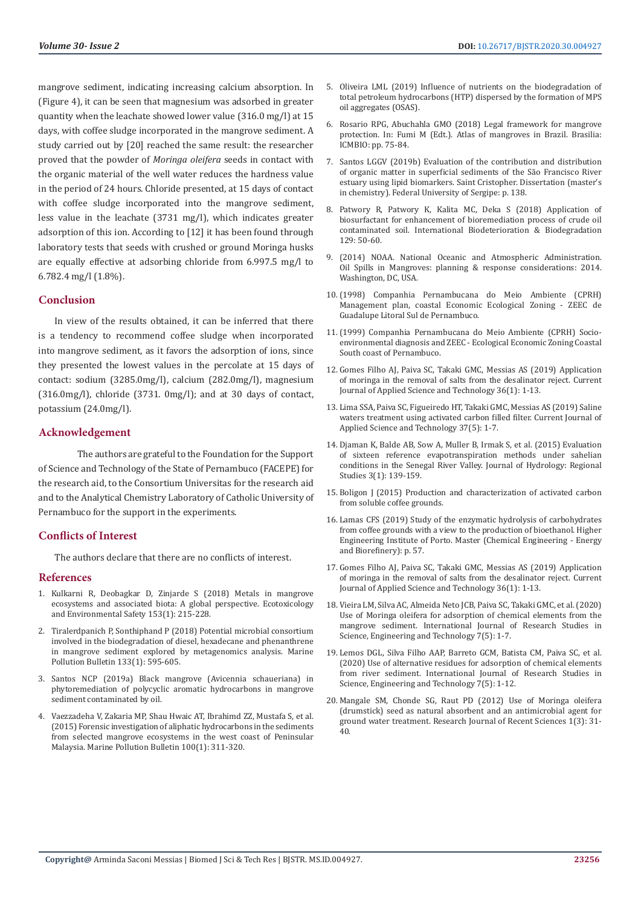mangrove sediment, indicating increasing calcium absorption. In (Figure 4), it can be seen that magnesium was adsorbed in greater quantity when the leachate showed lower value (316.0 mg/l) at 15 days, with coffee sludge incorporated in the mangrove sediment. A study carried out by [20] reached the same result: the researcher proved that the powder of *Moringa oleifera* seeds in contact with the organic material of the well water reduces the hardness value in the period of 24 hours. Chloride presented, at 15 days of contact with coffee sludge incorporated into the mangrove sediment, less value in the leachate (3731 mg/l), which indicates greater adsorption of this ion. According to [12] it has been found through laboratory tests that seeds with crushed or ground Moringa husks are equally effective at adsorbing chloride from 6.997.5 mg/l to 6.782.4 mg/l (1.8%).

## Conclusion

In view of the results obtained, it can be inferred that there is a tendency to recommend coffee sludge when incorporated into mangrove sediment, as it favors the adsorption of ions, since they presented the lowest values in the percolate at 15 days of contact: sodium (3285.0mg/l), calcium (282.0mg/l), magnesium (316.0mg/l), chloride (3731. 0mg/l); and at 30 days of contact, potassium (24.0mg/l).

## Acknowledgement

The authors are grateful to the Foundation for the Support of Science and Technology of the State of Pernambuco (FACEPE) for the research aid, to the Consortium Universitas for the research aid and to the Analytical Chemistry Laboratory of Catholic University of Pernambuco for the support in the experiments.

## Conflicts of Interest

The authors declare that there are no conflicts of interest.

## References

1. Kulkarni R, Deobagkar D, Zinjarde S (2018) Metals in mangrove ecosystems and associated biota: A global perspective. Ecotoxicology and Environmental Safety 153(1): 215-228.
2. Tiralerdpanich P, Sonthiphand P (2018) Potential microbial consortium involved in the biodegradation of diesel, hexadecane and phenanthrene in mangrove sediment explored by metagenomics analysis. Marine Pollution Bulletin 133(1): 595-605.
3. Santos NCP (2019a) Black mangrove (Avicennia schaueriana) in phytoremediation of polycyclic aromatic hydrocarbons in mangrove sediment contaminated by oil.
4. Vaezzadeha V, Zakaria MP, Shau Hwaic AT, Ibrahimd ZZ, Mustafa S, et al. (2015) Forensic investigation of aliphatic hydrocarbons in the sediments from selected mangrove ecosystems in the west coast of Peninsular Malaysia. Marine Pollution Bulletin 100(1): 311-320.
5. Oliveira LML (2019) Influence of nutrients on the biodegradation of total petroleum hydrocarbons (HTP) dispersed by the formation of MPS oil aggregates (OSAS).
6. Rosario RPG, Abuchahla GMO (2018) Legal framework for mangrove protection. In: Fumi M (Edt.). Atlas of mangroves in Brazil. Brasilia: ICMBIO: pp. 75-84.
7. Santos LGGV (2019b) Evaluation of the contribution and distribution of organic matter in superficial sediments of the São Francisco River estuary using lipid biomarkers. Saint Cristopher. Dissertation (master's in chemistry). Federal University of Sergipe: p. 138.
8. Patwory R, Patwory K, Kalita MC, Deka S (2018) Application of biosurfactant for enhancement of bioremediation process of crude oil contaminated soil. International Biodeterioration & Biodegradation 129: 50-60.
9. (2014) NOAA. National Oceanic and Atmospheric Administration. Oil Spills in Mangroves: planning & response considerations: 2014. Washington, DC, USA.
10. (1998) Companhia Pernambucana do Meio Ambiente (CPRH) Management plan, coastal Economic Ecological Zoning - ZEEC de Guadalupe Litoral Sul de Pernambuco.
11. (1999) Companhia Pernambucana do Meio Ambiente (CPRH) Socio-environmental diagnosis and ZEEC - Ecological Economic Zoning Coastal South coast of Pernambuco.
12. Gomes Filho AJ, Paiva SC, Takaki GMC, Messias AS (2019) Application of moringa in the removal of salts from the desalinator reject. Current Journal of Applied Science and Technology 36(1): 1-13.
13. Lima SSA, Paiva SC, Figueiredo HT, Takaki GMC, Messias AS (2019) Saline waters treatment using activated carbon filled filter. Current Journal of Applied Science and Technology 37(5): 1-7.
14. Djaman K, Balde AB, Sow A, Muller B, Irmak S, et al. (2015) Evaluation of sixteen reference evapotranspiration methods under sahelian conditions in the Senegal River Valley. Journal of Hydrology: Regional Studies 3(1): 139-159.
15. Boligon J (2015) Production and characterization of activated carbon from soluble coffee grounds.
16. Lamas CFS (2019) Study of the enzymatic hydrolysis of carbohydrates from coffee grounds with a view to the production of bioethanol. Higher Engineering Institute of Porto. Master (Chemical Engineering - Energy and Biorefinery): p. 57.
17. Gomes Filho AJ, Paiva SC, Takaki GMC, Messias AS (2019) Application of moringa in the removal of salts from the desalinator reject. Current Journal of Applied Science and Technology 36(1): 1-13.
18. Vieira LM, Silva AC, Almeida Neto JCB, Paiva SC, Takaki GMC, et al. (2020) Use of Moringa oleifera for adsorption of chemical elements from the mangrove sediment. International Journal of Research Studies in Science, Engineering and Technology 7(5): 1-7.
19. Lemos DGL, Silva Filho AAP, Barreto GCM, Batista CM, Paiva SC, et al. (2020) Use of alternative residues for adsorption of chemical elements from river sediment. International Journal of Research Studies in Science, Engineering and Technology 7(5): 1-12.
20. Mangale SM, Chonde SG, Raut PD (2012) Use of Moringa oleifera (drumstick) seed as natural absorbent and an antimicrobial agent for ground water treatment. Research Journal of Recent Sciences 1(3): 31-40.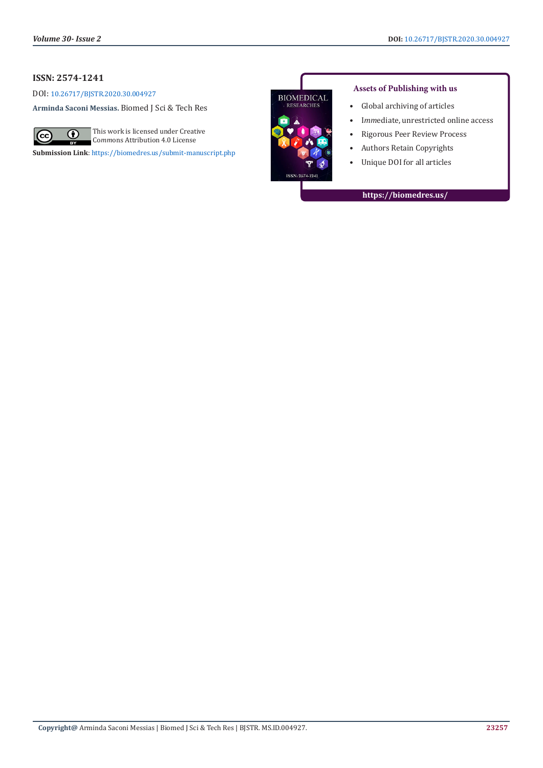**ISSN: 2574-1241**

DOI: 10.26717/BJSTR.2020.30.004927

**Arminda Saconi Messias.** Biomed J Sci & Tech Res

This work is licensed under Creative Commons Attribution 4.0 License

**Submission Link**: https://biomedres.us/submit-manuscript.php

### Assets of Publishing with us

- Global archiving of articles
- Immediate, unrestricted online access
- Rigorous Peer Review Process
- Authors Retain Copyrights
- Unique DOI for all articles

**https://biomedres.us/**